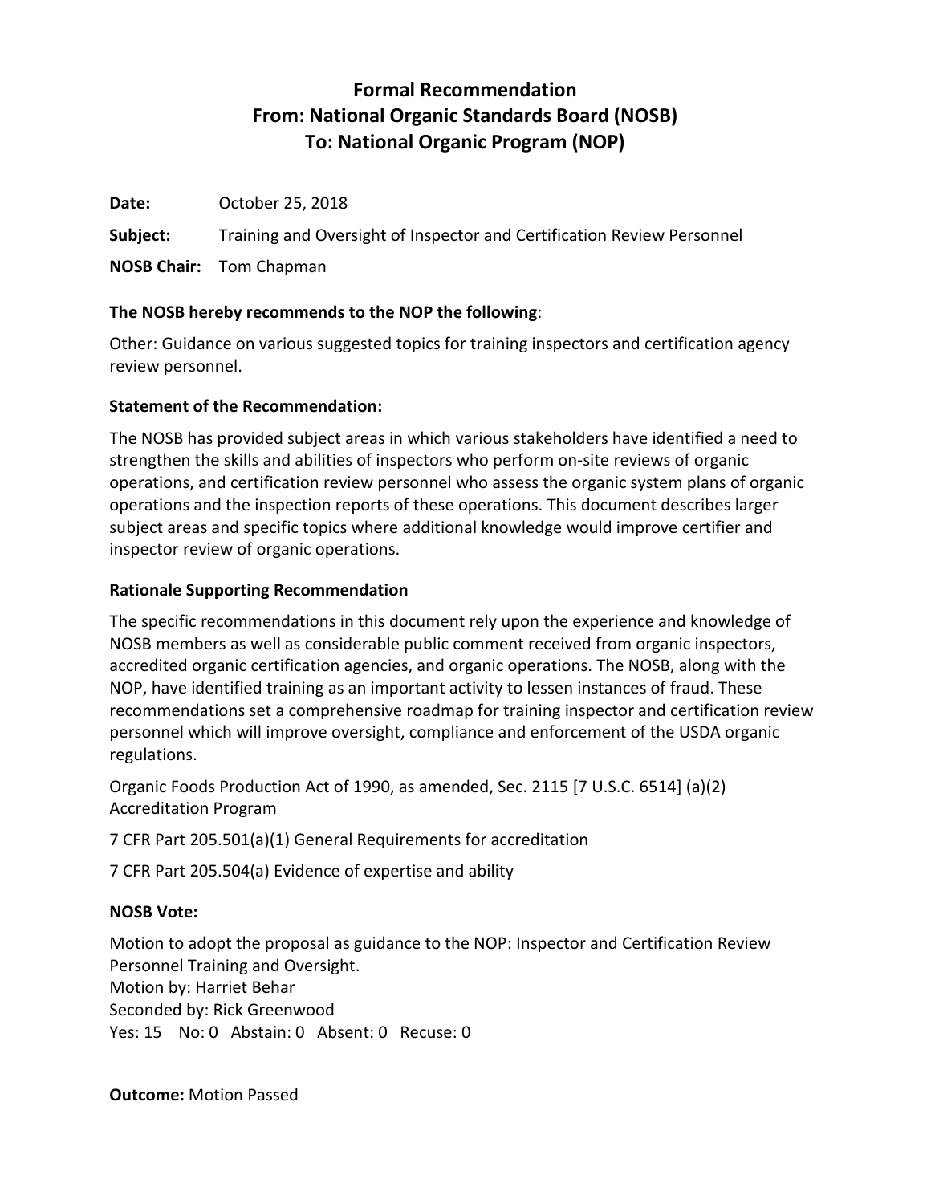# Formal Recommendation
# From: National Organic Standards Board (NOSB)
# To: National Organic Program (NOP)

**Date:** October 25, 2018

**Subject:** Training and Oversight of Inspector and Certification Review Personnel

**NOSB Chair:** Tom Chapman

**The NOSB hereby recommends to the NOP the following**:

Other: Guidance on various suggested topics for training inspectors and certification agency review personnel.

**Statement of the Recommendation:**

The NOSB has provided subject areas in which various stakeholders have identified a need to strengthen the skills and abilities of inspectors who perform on-site reviews of organic operations, and certification review personnel who assess the organic system plans of organic operations and the inspection reports of these operations. This document describes larger subject areas and specific topics where additional knowledge would improve certifier and inspector review of organic operations.

**Rationale Supporting Recommendation**

The specific recommendations in this document rely upon the experience and knowledge of NOSB members as well as considerable public comment received from organic inspectors, accredited organic certification agencies, and organic operations. The NOSB, along with the NOP, have identified training as an important activity to lessen instances of fraud. These recommendations set a comprehensive roadmap for training inspector and certification review personnel which will improve oversight, compliance and enforcement of the USDA organic regulations.

Organic Foods Production Act of 1990, as amended, Sec. 2115 [7 U.S.C. 6514] (a)(2) Accreditation Program

7 CFR Part 205.501(a)(1) General Requirements for accreditation

7 CFR Part 205.504(a) Evidence of expertise and ability

**NOSB Vote:**

Motion to adopt the proposal as guidance to the NOP: Inspector and Certification Review Personnel Training and Oversight.
Motion by: Harriet Behar
Seconded by: Rick Greenwood
Yes: 15 No: 0 Abstain: 0 Absent: 0 Recuse: 0

**Outcome:** Motion Passed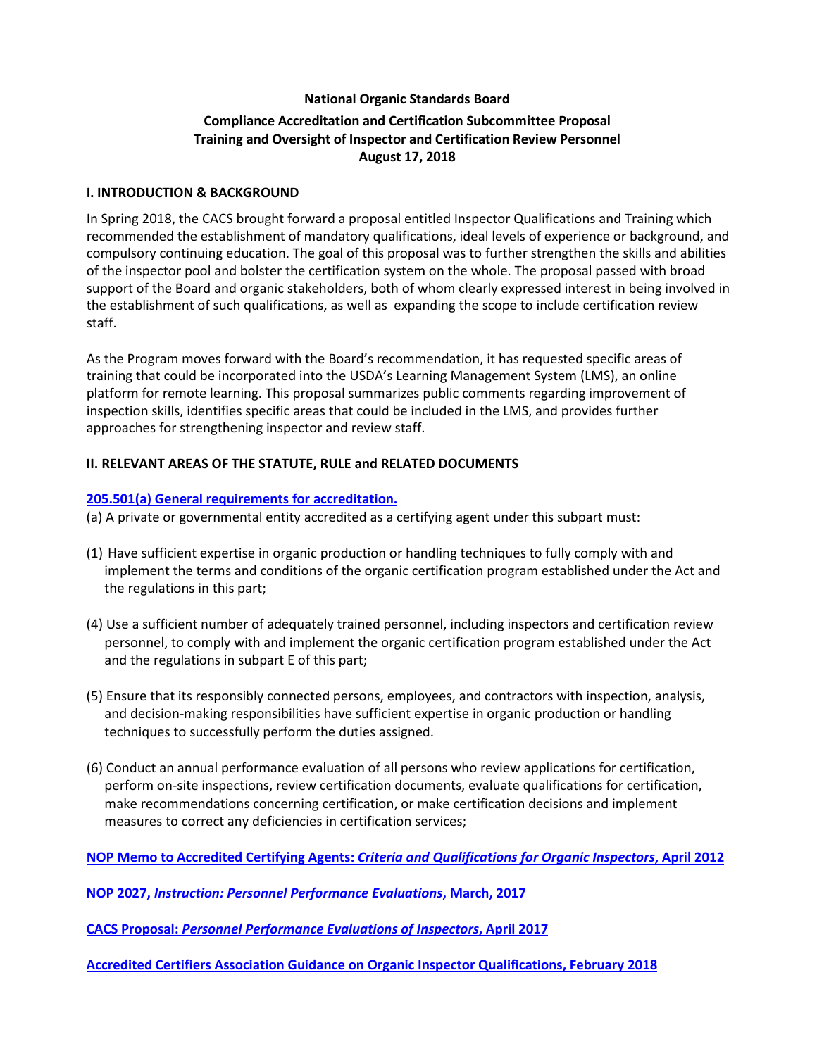**National Organic Standards Board**

**Compliance Accreditation and Certification Subcommittee Proposal**
**Training and Oversight of Inspector and Certification Review Personnel**
**August 17, 2018**

## I. INTRODUCTION & BACKGROUND

In Spring 2018, the CACS brought forward a proposal entitled Inspector Qualifications and Training which recommended the establishment of mandatory qualifications, ideal levels of experience or background, and compulsory continuing education. The goal of this proposal was to further strengthen the skills and abilities of the inspector pool and bolster the certification system on the whole. The proposal passed with broad support of the Board and organic stakeholders, both of whom clearly expressed interest in being involved in the establishment of such qualifications, as well as expanding the scope to include certification review staff.

As the Program moves forward with the Board's recommendation, it has requested specific areas of training that could be incorporated into the USDA's Learning Management System (LMS), an online platform for remote learning. This proposal summarizes public comments regarding improvement of inspection skills, identifies specific areas that could be included in the LMS, and provides further approaches for strengthening inspector and review staff.

## II. RELEVANT AREAS OF THE STATUTE, RULE and RELATED DOCUMENTS

**205.501(a) General requirements for accreditation.**

(a) A private or governmental entity accredited as a certifying agent under this subpart must:

(1) Have sufficient expertise in organic production or handling techniques to fully comply with and implement the terms and conditions of the organic certification program established under the Act and the regulations in this part;

(4) Use a sufficient number of adequately trained personnel, including inspectors and certification review personnel, to comply with and implement the organic certification program established under the Act and the regulations in subpart E of this part;

(5) Ensure that its responsibly connected persons, employees, and contractors with inspection, analysis, and decision-making responsibilities have sufficient expertise in organic production or handling techniques to successfully perform the duties assigned.

(6) Conduct an annual performance evaluation of all persons who review applications for certification, perform on-site inspections, review certification documents, evaluate qualifications for certification, make recommendations concerning certification, or make certification decisions and implement measures to correct any deficiencies in certification services;

**NOP Memo to Accredited Certifying Agents: *Criteria and Qualifications for Organic Inspectors*, April 2012**

**NOP 2027, *Instruction: Personnel Performance Evaluations*, March, 2017**

**CACS Proposal: *Personnel Performance Evaluations of Inspectors*, April 2017**

**Accredited Certifiers Association Guidance on Organic Inspector Qualifications, February 2018**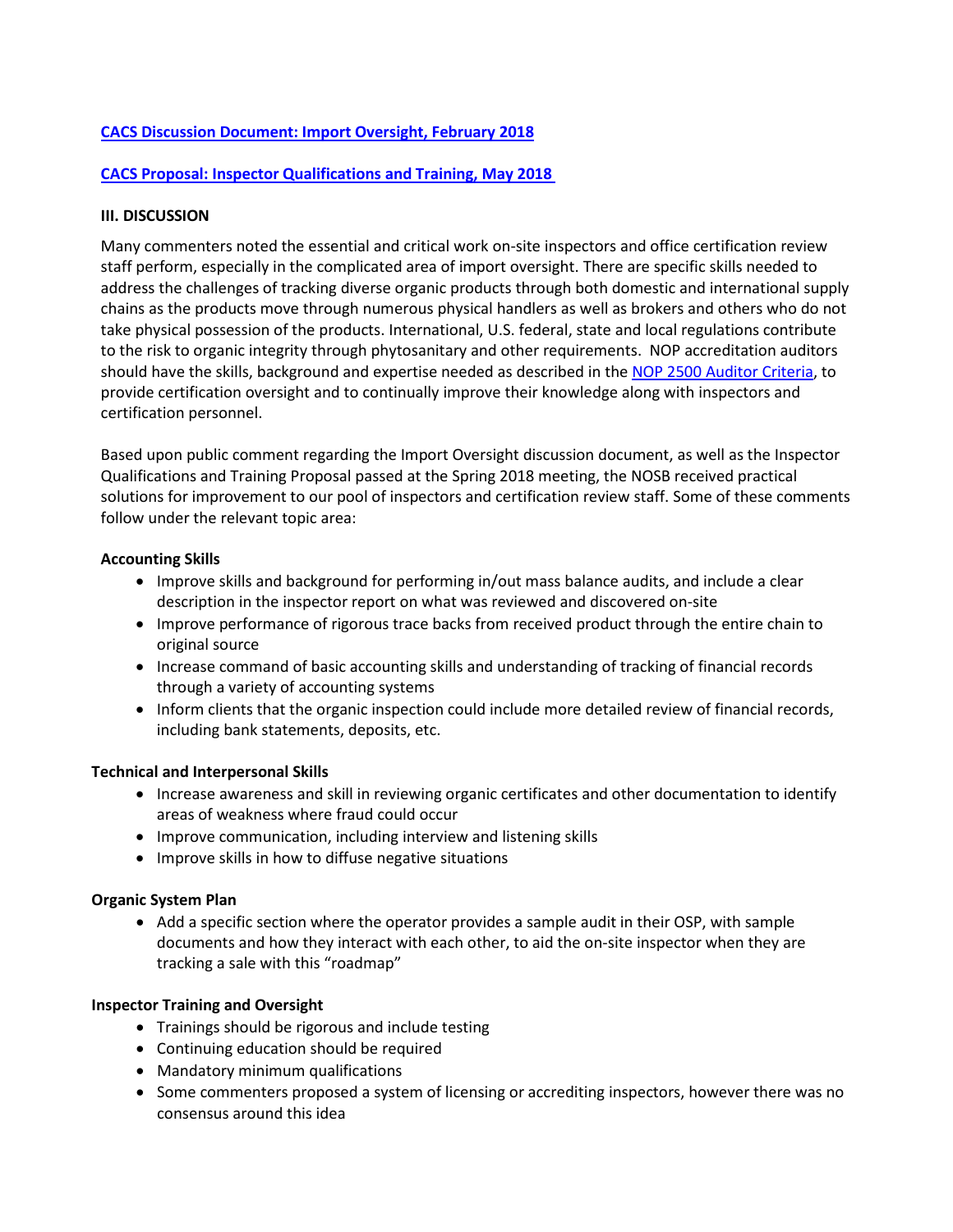[CACS Discussion Document: Import Oversight, February 2018](#)

[CACS Proposal: Inspector Qualifications and Training, May 2018](#)

**III. DISCUSSION**

Many commenters noted the essential and critical work on-site inspectors and office certification review staff perform, especially in the complicated area of import oversight. There are specific skills needed to address the challenges of tracking diverse organic products through both domestic and international supply chains as the products move through numerous physical handlers as well as brokers and others who do not take physical possession of the products. International, U.S. federal, state and local regulations contribute to the risk to organic integrity through phytosanitary and other requirements. NOP accreditation auditors should have the skills, background and expertise needed as described in the [NOP 2500 Auditor Criteria](#), to provide certification oversight and to continually improve their knowledge along with inspectors and certification personnel.

Based upon public comment regarding the Import Oversight discussion document, as well as the Inspector Qualifications and Training Proposal passed at the Spring 2018 meeting, the NOSB received practical solutions for improvement to our pool of inspectors and certification review staff. Some of these comments follow under the relevant topic area:

**Accounting Skills**

- Improve skills and background for performing in/out mass balance audits, and include a clear description in the inspector report on what was reviewed and discovered on-site
- Improve performance of rigorous trace backs from received product through the entire chain to original source
- Increase command of basic accounting skills and understanding of tracking of financial records through a variety of accounting systems
- Inform clients that the organic inspection could include more detailed review of financial records, including bank statements, deposits, etc.

**Technical and Interpersonal Skills**

- Increase awareness and skill in reviewing organic certificates and other documentation to identify areas of weakness where fraud could occur
- Improve communication, including interview and listening skills
- Improve skills in how to diffuse negative situations

**Organic System Plan**

- Add a specific section where the operator provides a sample audit in their OSP, with sample documents and how they interact with each other, to aid the on-site inspector when they are tracking a sale with this "roadmap"

**Inspector Training and Oversight**

- Trainings should be rigorous and include testing
- Continuing education should be required
- Mandatory minimum qualifications
- Some commenters proposed a system of licensing or accrediting inspectors, however there was no consensus around this idea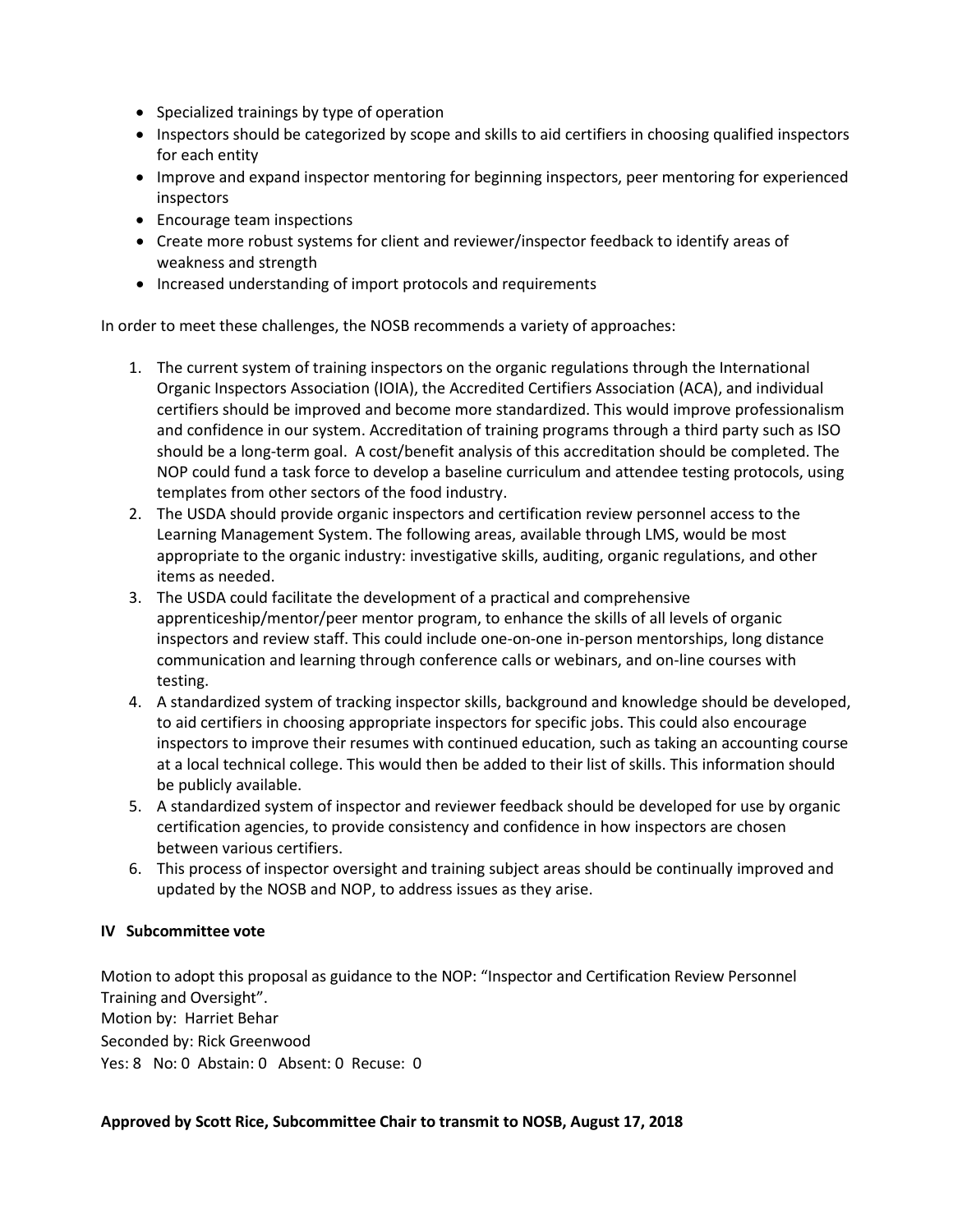- Specialized trainings by type of operation
- Inspectors should be categorized by scope and skills to aid certifiers in choosing qualified inspectors for each entity
- Improve and expand inspector mentoring for beginning inspectors, peer mentoring for experienced inspectors
- Encourage team inspections
- Create more robust systems for client and reviewer/inspector feedback to identify areas of weakness and strength
- Increased understanding of import protocols and requirements

In order to meet these challenges, the NOSB recommends a variety of approaches:

1. The current system of training inspectors on the organic regulations through the International Organic Inspectors Association (IOIA), the Accredited Certifiers Association (ACA), and individual certifiers should be improved and become more standardized. This would improve professionalism and confidence in our system. Accreditation of training programs through a third party such as ISO should be a long-term goal. A cost/benefit analysis of this accreditation should be completed. The NOP could fund a task force to develop a baseline curriculum and attendee testing protocols, using templates from other sectors of the food industry.
2. The USDA should provide organic inspectors and certification review personnel access to the Learning Management System. The following areas, available through LMS, would be most appropriate to the organic industry: investigative skills, auditing, organic regulations, and other items as needed.
3. The USDA could facilitate the development of a practical and comprehensive apprenticeship/mentor/peer mentor program, to enhance the skills of all levels of organic inspectors and review staff. This could include one-on-one in-person mentorships, long distance communication and learning through conference calls or webinars, and on-line courses with testing.
4. A standardized system of tracking inspector skills, background and knowledge should be developed, to aid certifiers in choosing appropriate inspectors for specific jobs. This could also encourage inspectors to improve their resumes with continued education, such as taking an accounting course at a local technical college. This would then be added to their list of skills. This information should be publicly available.
5. A standardized system of inspector and reviewer feedback should be developed for use by organic certification agencies, to provide consistency and confidence in how inspectors are chosen between various certifiers.
6. This process of inspector oversight and training subject areas should be continually improved and updated by the NOSB and NOP, to address issues as they arise.

### IV Subcommittee vote

Motion to adopt this proposal as guidance to the NOP: "Inspector and Certification Review Personnel Training and Oversight".
Motion by: Harriet Behar
Seconded by: Rick Greenwood
Yes: 8 No: 0 Abstain: 0 Absent: 0 Recuse: 0

**Approved by Scott Rice, Subcommittee Chair to transmit to NOSB, August 17, 2018**